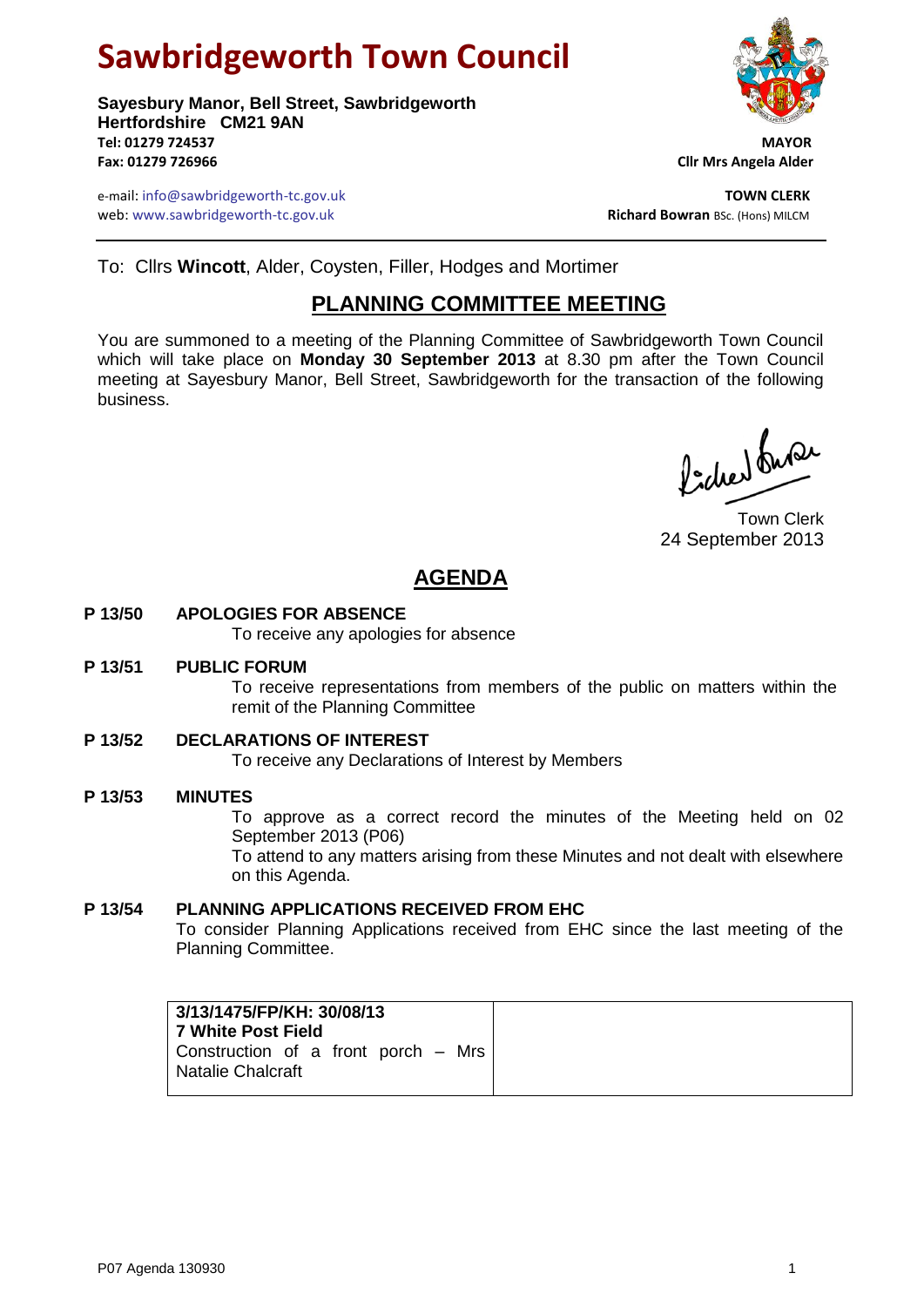# Sawbridgeworth Town Council

**Sayesbury Manor, Bell Street, Sawbridgeworth**
**Hertfordshire CM21 9AN**
**Tel: 01279 724537**
**Fax: 01279 726966**

**MAYOR**
**Cllr Mrs Angela Alder**

e-mail: info@sawbridgeworth-tc.gov.uk
web: www.sawbridgeworth-tc.gov.uk

**TOWN CLERK**
**Richard Bowran** BSc. (Hons) MILCM

To: Cllrs **Wincott**, Alder, Coysten, Filler, Hodges and Mortimer

## PLANNING COMMITTEE MEETING

You are summoned to a meeting of the Planning Committee of Sawbridgeworth Town Council which will take place on **Monday 30 September 2013** at 8.30 pm after the Town Council meeting at Sayesbury Manor, Bell Street, Sawbridgeworth for the transaction of the following business.

Town Clerk
24 September 2013

## AGENDA

**P 13/50 APOLOGIES FOR ABSENCE**

To receive any apologies for absence

**P 13/51 PUBLIC FORUM**

To receive representations from members of the public on matters within the remit of the Planning Committee

**P 13/52 DECLARATIONS OF INTEREST**

To receive any Declarations of Interest by Members

**P 13/53 MINUTES**

To approve as a correct record the minutes of the Meeting held on 02 September 2013 (P06)

To attend to any matters arising from these Minutes and not dealt with elsewhere on this Agenda.

**P 13/54 PLANNING APPLICATIONS RECEIVED FROM EHC**

To consider Planning Applications received from EHC since the last meeting of the Planning Committee.

| | |
|---|---|
| **3/13/1475/FP/KH: 30/08/13**<br>**7 White Post Field**<br>Construction of a front porch – Mrs Natalie Chalcraft | |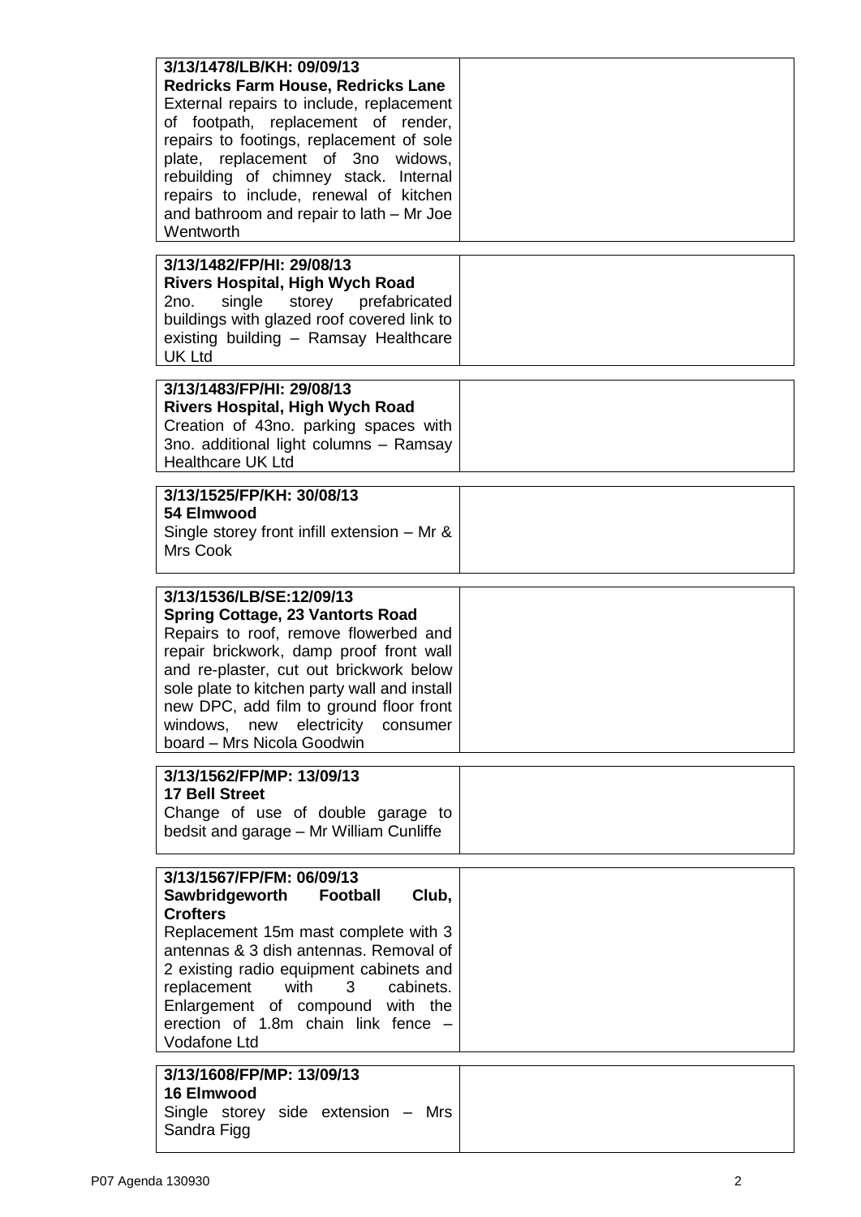| | |
|---|---|
| **3/13/1478/LB/KH: 09/09/13**<br>**Redricks Farm House, Redricks Lane**<br>External repairs to include, replacement of footpath, replacement of render, repairs to footings, replacement of sole plate, replacement of 3no widows, rebuilding of chimney stack. Internal repairs to include, renewal of kitchen and bathroom and repair to lath – Mr Joe Wentworth | |
| **3/13/1482/FP/HI: 29/08/13**<br>**Rivers Hospital, High Wych Road**<br>2no. single storey prefabricated buildings with glazed roof covered link to existing building – Ramsay Healthcare UK Ltd | |
| **3/13/1483/FP/HI: 29/08/13**<br>**Rivers Hospital, High Wych Road**<br>Creation of 43no. parking spaces with 3no. additional light columns – Ramsay Healthcare UK Ltd | |
| **3/13/1525/FP/KH: 30/08/13**<br>**54 Elmwood**<br>Single storey front infill extension – Mr & Mrs Cook | |
| **3/13/1536/LB/SE:12/09/13**<br>**Spring Cottage, 23 Vantorts Road**<br>Repairs to roof, remove flowerbed and repair brickwork, damp proof front wall and re-plaster, cut out brickwork below sole plate to kitchen party wall and install new DPC, add film to ground floor front windows, new electricity consumer board – Mrs Nicola Goodwin | |
| **3/13/1562/FP/MP: 13/09/13**<br>**17 Bell Street**<br>Change of use of double garage to bedsit and garage – Mr William Cunliffe | |
| **3/13/1567/FP/FM: 06/09/13**<br>**Sawbridgeworth Football Club, Crofters**<br>Replacement 15m mast complete with 3 antennas & 3 dish antennas. Removal of 2 existing radio equipment cabinets and replacement with 3 cabinets. Enlargement of compound with the erection of 1.8m chain link fence – Vodafone Ltd | |
| **3/13/1608/FP/MP: 13/09/13**<br>**16 Elmwood**<br>Single storey side extension – Mrs Sandra Figg | |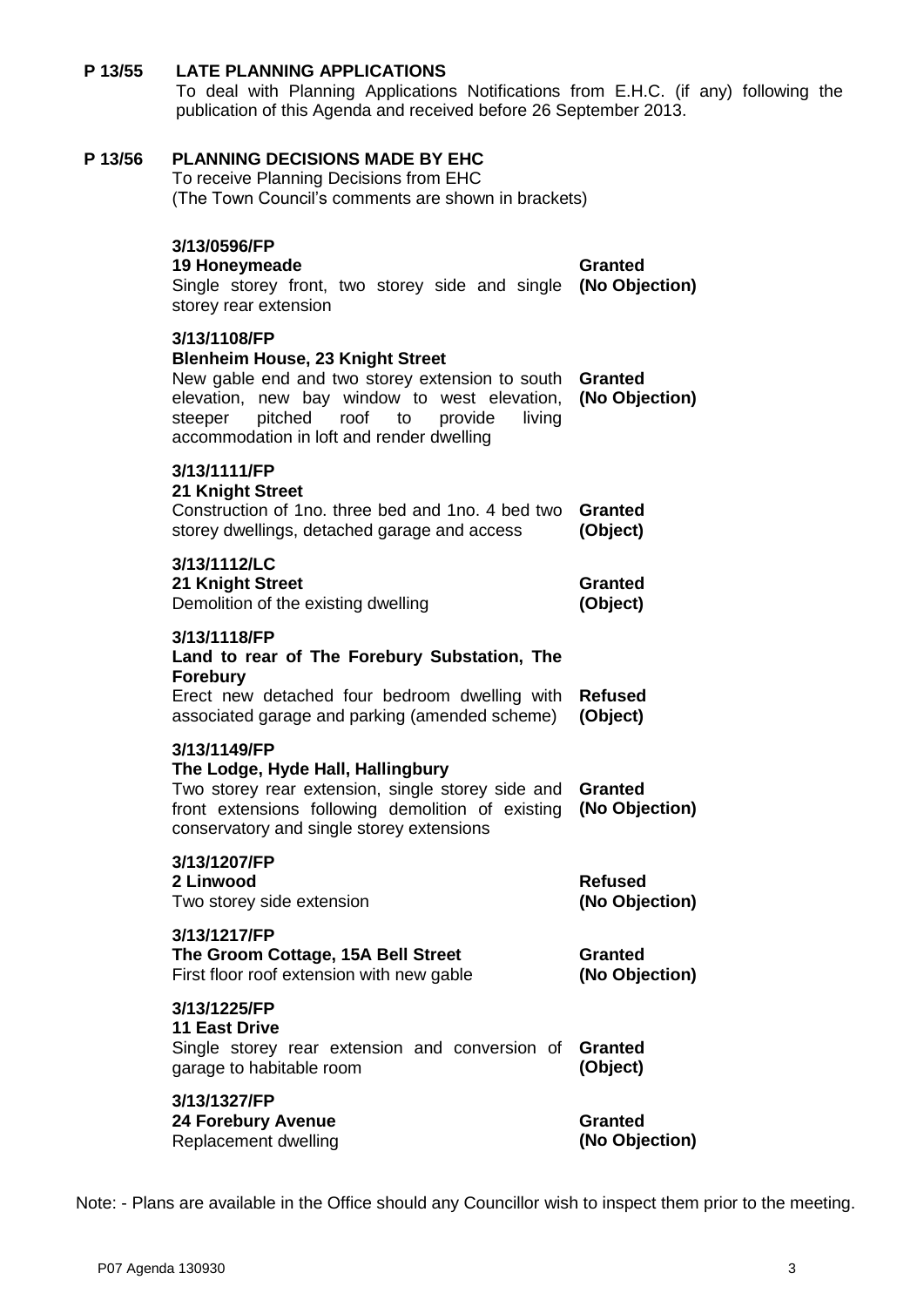**P 13/55 LATE PLANNING APPLICATIONS**

To deal with Planning Applications Notifications from E.H.C. (if any) following the publication of this Agenda and received before 26 September 2013.

**P 13/56 PLANNING DECISIONS MADE BY EHC**

To receive Planning Decisions from EHC
(The Town Council's comments are shown in brackets)

**3/13/0596/FP**
**19 Honeymeade**
Single storey front, two storey side and single storey rear extension — **Granted (No Objection)**

**3/13/1108/FP**
**Blenheim House, 23 Knight Street**
New gable end and two storey extension to south elevation, new bay window to west elevation, steeper pitched roof to provide living accommodation in loft and render dwelling — **Granted (No Objection)**

**3/13/1111/FP**
**21 Knight Street**
Construction of 1no. three bed and 1no. 4 bed two storey dwellings, detached garage and access — **Granted (Object)**

**3/13/1112/LC**
**21 Knight Street**
Demolition of the existing dwelling — **Granted (Object)**

**3/13/1118/FP**
**Land to rear of The Forebury Substation, The Forebury**
Erect new detached four bedroom dwelling with associated garage and parking (amended scheme) — **Refused (Object)**

**3/13/1149/FP**
**The Lodge, Hyde Hall, Hallingbury**
Two storey rear extension, single storey side and front extensions following demolition of existing conservatory and single storey extensions — **Granted (No Objection)**

**3/13/1207/FP**
**2 Linwood**
Two storey side extension — **Refused (No Objection)**

**3/13/1217/FP**
**The Groom Cottage, 15A Bell Street**
First floor roof extension with new gable — **Granted (No Objection)**

**3/13/1225/FP**
**11 East Drive**
Single storey rear extension and conversion of garage to habitable room — **Granted (Object)**

**3/13/1327/FP**
**24 Forebury Avenue**
Replacement dwelling — **Granted (No Objection)**

Note: - Plans are available in the Office should any Councillor wish to inspect them prior to the meeting.